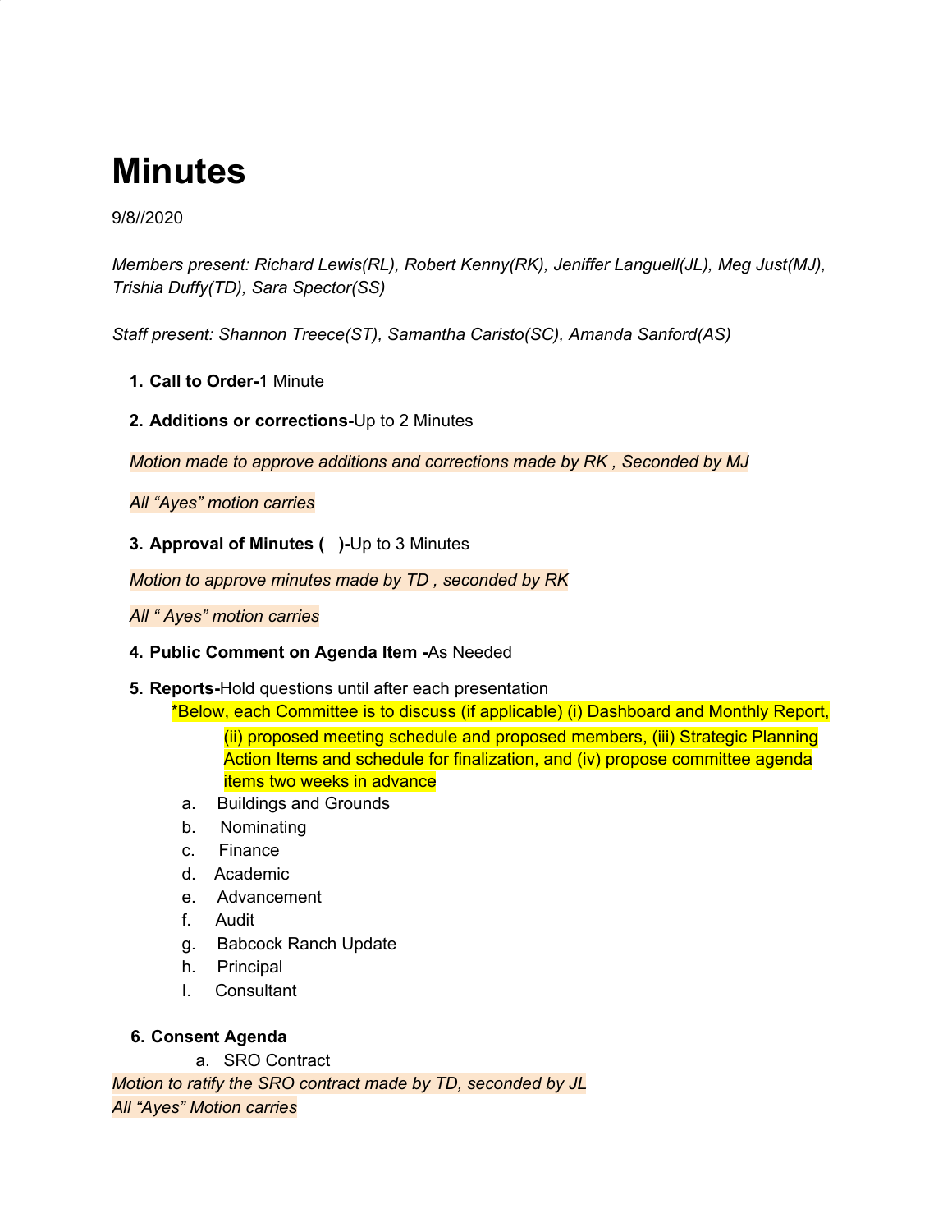# Minutes

9/8//2020

*Members present: Richard Lewis(RL), Robert Kenny(RK), Jeniffer Languell(JL), Meg Just(MJ), Trishia Duffy(TD), Sara Spector(SS)*

*Staff present: Shannon Treece(ST), Samantha Caristo(SC), Amanda Sanford(AS)*

1. **Call to Order-**1 Minute

2. **Additions or corrections-**Up to 2 Minutes

   *Motion made to approve additions and corrections made by RK , Seconded by MJ*

   *All "Ayes" motion carries*

3. **Approval of Minutes (   )-**Up to 3 Minutes

   *Motion to approve minutes made by TD , seconded by RK*

   *All " Ayes" motion carries*

4. **Public Comment on Agenda Item -**As Needed

5. **Reports-**Hold questions until after each presentation

   *Below, each Committee is to discuss (if applicable) (i) Dashboard and Monthly Report, (ii) proposed meeting schedule and proposed members, (iii) Strategic Planning Action Items and schedule for finalization, and (iv) propose committee agenda items two weeks in advance

   a. Buildings and Grounds
   b. Nominating
   c. Finance
   d. Academic
   e. Advancement
   f. Audit
   g. Babcock Ranch Update
   h. Principal
   I. Consultant

6. **Consent Agenda**

   a. SRO Contract

*Motion to ratify the SRO contract made by TD, seconded by JL*

*All "Ayes" Motion carries*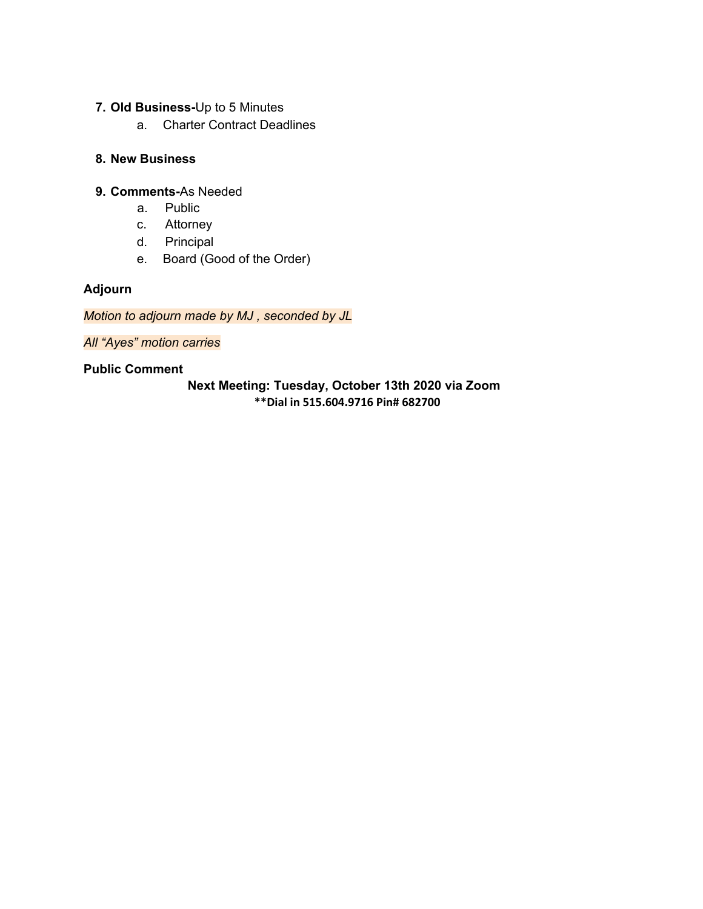7. **Old Business-**Up to 5 Minutes
    a. Charter Contract Deadlines

8. **New Business**

9. **Comments-**As Needed
    a. Public
    c. Attorney
    d. Principal
    e. Board (Good of the Order)

**Adjourn**

*Motion to adjourn made by MJ , seconded by JL*

*All "Ayes" motion carries*

**Public Comment**

**Next Meeting: Tuesday, October 13th 2020 via Zoom**

**\*\*Dial in 515.604.9716 Pin# 682700**